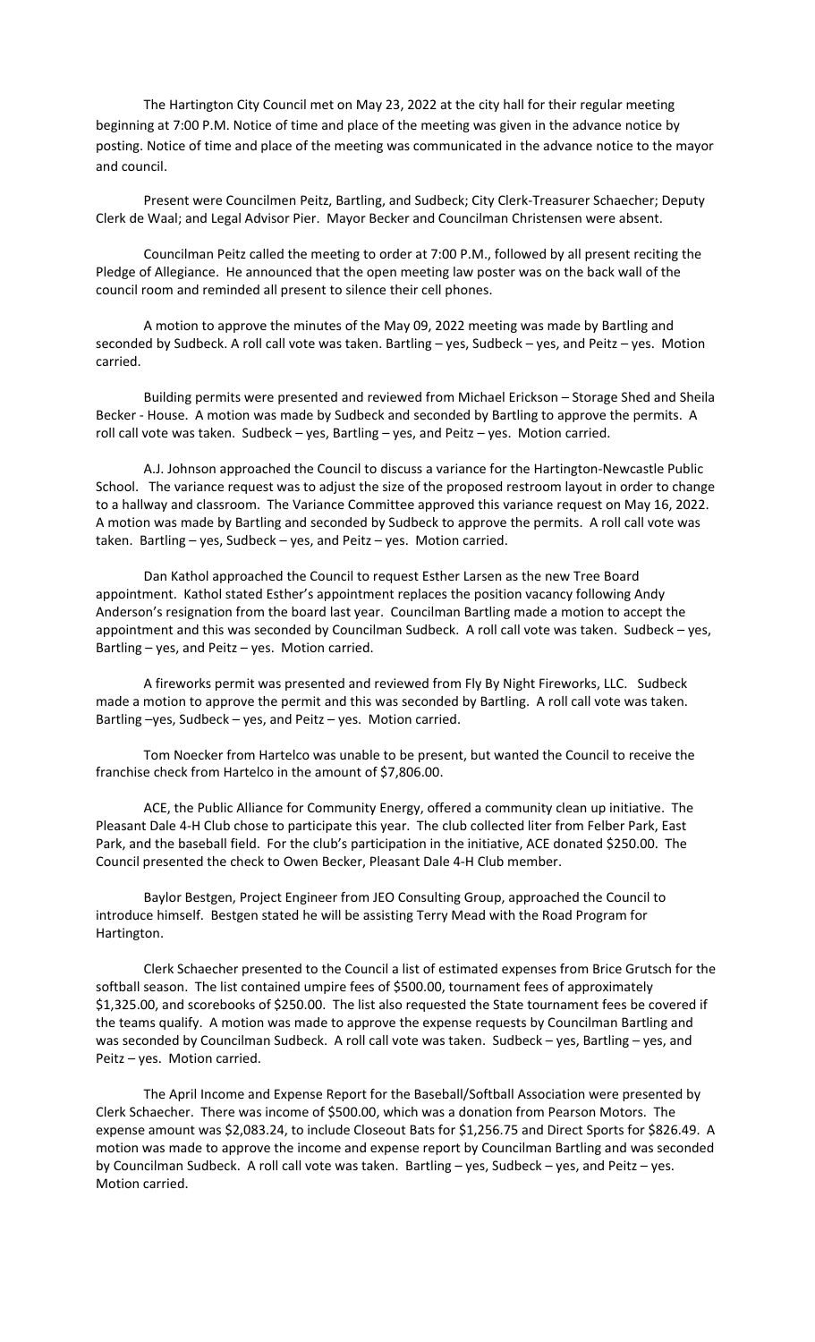The Hartington City Council met on May 23, 2022 at the city hall for their regular meeting beginning at 7:00 P.M. Notice of time and place of the meeting was given in the advance notice by posting. Notice of time and place of the meeting was communicated in the advance notice to the mayor and council.

Present were Councilmen Peitz, Bartling, and Sudbeck; City Clerk-Treasurer Schaecher; Deputy Clerk de Waal; and Legal Advisor Pier. Mayor Becker and Councilman Christensen were absent.

Councilman Peitz called the meeting to order at 7:00 P.M., followed by all present reciting the Pledge of Allegiance. He announced that the open meeting law poster was on the back wall of the council room and reminded all present to silence their cell phones.

A motion to approve the minutes of the May 09, 2022 meeting was made by Bartling and seconded by Sudbeck. A roll call vote was taken. Bartling – yes, Sudbeck – yes, and Peitz – yes. Motion carried.

Building permits were presented and reviewed from Michael Erickson – Storage Shed and Sheila Becker - House. A motion was made by Sudbeck and seconded by Bartling to approve the permits. A roll call vote was taken. Sudbeck – yes, Bartling – yes, and Peitz – yes. Motion carried.

A.J. Johnson approached the Council to discuss a variance for the Hartington-Newcastle Public School. The variance request was to adjust the size of the proposed restroom layout in order to change to a hallway and classroom. The Variance Committee approved this variance request on May 16, 2022. A motion was made by Bartling and seconded by Sudbeck to approve the permits. A roll call vote was taken. Bartling – yes, Sudbeck – yes, and Peitz – yes. Motion carried.

Dan Kathol approached the Council to request Esther Larsen as the new Tree Board appointment. Kathol stated Esther's appointment replaces the position vacancy following Andy Anderson's resignation from the board last year. Councilman Bartling made a motion to accept the appointment and this was seconded by Councilman Sudbeck. A roll call vote was taken. Sudbeck – yes, Bartling – yes, and Peitz – yes. Motion carried.

A fireworks permit was presented and reviewed from Fly By Night Fireworks, LLC. Sudbeck made a motion to approve the permit and this was seconded by Bartling. A roll call vote was taken. Bartling –yes, Sudbeck – yes, and Peitz – yes. Motion carried.

Tom Noecker from Hartelco was unable to be present, but wanted the Council to receive the franchise check from Hartelco in the amount of $7,806.00.

ACE, the Public Alliance for Community Energy, offered a community clean up initiative. The Pleasant Dale 4-H Club chose to participate this year. The club collected liter from Felber Park, East Park, and the baseball field. For the club's participation in the initiative, ACE donated $250.00. The Council presented the check to Owen Becker, Pleasant Dale 4-H Club member.

Baylor Bestgen, Project Engineer from JEO Consulting Group, approached the Council to introduce himself. Bestgen stated he will be assisting Terry Mead with the Road Program for Hartington.

Clerk Schaecher presented to the Council a list of estimated expenses from Brice Grutsch for the softball season. The list contained umpire fees of $500.00, tournament fees of approximately $1,325.00, and scorebooks of $250.00. The list also requested the State tournament fees be covered if the teams qualify. A motion was made to approve the expense requests by Councilman Bartling and was seconded by Councilman Sudbeck. A roll call vote was taken. Sudbeck – yes, Bartling – yes, and Peitz – yes. Motion carried.

The April Income and Expense Report for the Baseball/Softball Association were presented by Clerk Schaecher. There was income of $500.00, which was a donation from Pearson Motors. The expense amount was $2,083.24, to include Closeout Bats for $1,256.75 and Direct Sports for $826.49. A motion was made to approve the income and expense report by Councilman Bartling and was seconded by Councilman Sudbeck. A roll call vote was taken. Bartling – yes, Sudbeck – yes, and Peitz – yes. Motion carried.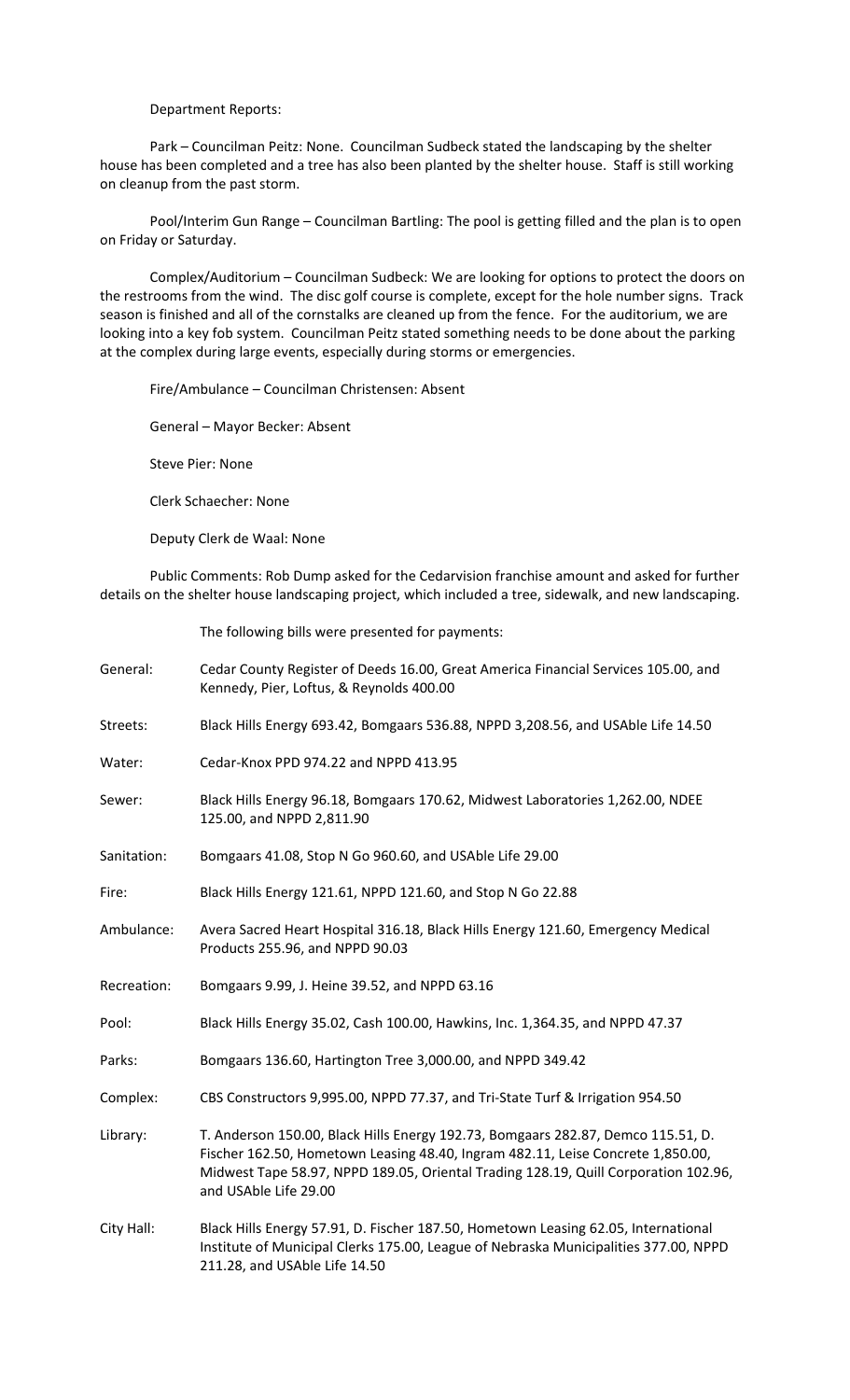Department Reports:

Park – Councilman Peitz: None. Councilman Sudbeck stated the landscaping by the shelter house has been completed and a tree has also been planted by the shelter house. Staff is still working on cleanup from the past storm.

Pool/Interim Gun Range – Councilman Bartling: The pool is getting filled and the plan is to open on Friday or Saturday.

Complex/Auditorium – Councilman Sudbeck: We are looking for options to protect the doors on the restrooms from the wind. The disc golf course is complete, except for the hole number signs. Track season is finished and all of the cornstalks are cleaned up from the fence. For the auditorium, we are looking into a key fob system. Councilman Peitz stated something needs to be done about the parking at the complex during large events, especially during storms or emergencies.

Fire/Ambulance – Councilman Christensen: Absent

General – Mayor Becker: Absent

Steve Pier: None

Clerk Schaecher: None

Deputy Clerk de Waal: None

Public Comments: Rob Dump asked for the Cedarvision franchise amount and asked for further details on the shelter house landscaping project, which included a tree, sidewalk, and new landscaping.

The following bills were presented for payments:

| | |
|---|---|
| General: | Cedar County Register of Deeds 16.00, Great America Financial Services 105.00, and Kennedy, Pier, Loftus, & Reynolds 400.00 |
| Streets: | Black Hills Energy 693.42, Bomgaars 536.88, NPPD 3,208.56, and USAble Life 14.50 |
| Water: | Cedar-Knox PPD 974.22 and NPPD 413.95 |
| Sewer: | Black Hills Energy 96.18, Bomgaars 170.62, Midwest Laboratories 1,262.00, NDEE 125.00, and NPPD 2,811.90 |
| Sanitation: | Bomgaars 41.08, Stop N Go 960.60, and USAble Life 29.00 |
| Fire: | Black Hills Energy 121.61, NPPD 121.60, and Stop N Go 22.88 |
| Ambulance: | Avera Sacred Heart Hospital 316.18, Black Hills Energy 121.60, Emergency Medical Products 255.96, and NPPD 90.03 |
| Recreation: | Bomgaars 9.99, J. Heine 39.52, and NPPD 63.16 |
| Pool: | Black Hills Energy 35.02, Cash 100.00, Hawkins, Inc. 1,364.35, and NPPD 47.37 |
| Parks: | Bomgaars 136.60, Hartington Tree 3,000.00, and NPPD 349.42 |
| Complex: | CBS Constructors 9,995.00, NPPD 77.37, and Tri-State Turf & Irrigation 954.50 |
| Library: | T. Anderson 150.00, Black Hills Energy 192.73, Bomgaars 282.87, Demco 115.51, D. Fischer 162.50, Hometown Leasing 48.40, Ingram 482.11, Leise Concrete 1,850.00, Midwest Tape 58.97, NPPD 189.05, Oriental Trading 128.19, Quill Corporation 102.96, and USAble Life 29.00 |
| City Hall: | Black Hills Energy 57.91, D. Fischer 187.50, Hometown Leasing 62.05, International Institute of Municipal Clerks 175.00, League of Nebraska Municipalities 377.00, NPPD 211.28, and USAble Life 14.50 |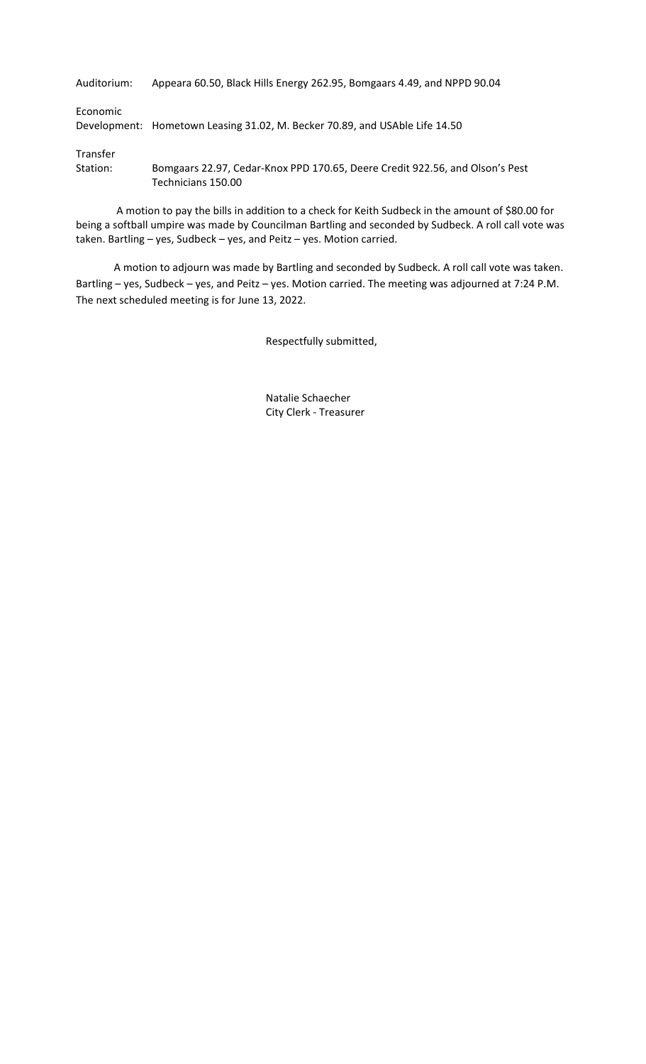Auditorium: Appeara 60.50, Black Hills Energy 262.95, Bomgaars 4.49, and NPPD 90.04

Economic Development: Hometown Leasing 31.02, M. Becker 70.89, and USAble Life 14.50

Transfer Station: Bomgaars 22.97, Cedar-Knox PPD 170.65, Deere Credit 922.56, and Olson's Pest Technicians 150.00

A motion to pay the bills in addition to a check for Keith Sudbeck in the amount of $80.00 for being a softball umpire was made by Councilman Bartling and seconded by Sudbeck. A roll call vote was taken. Bartling – yes, Sudbeck – yes, and Peitz – yes. Motion carried.

A motion to adjourn was made by Bartling and seconded by Sudbeck. A roll call vote was taken. Bartling – yes, Sudbeck – yes, and Peitz – yes. Motion carried. The meeting was adjourned at 7:24 P.M. The next scheduled meeting is for June 13, 2022.

Respectfully submitted,

Natalie Schaecher
City Clerk - Treasurer